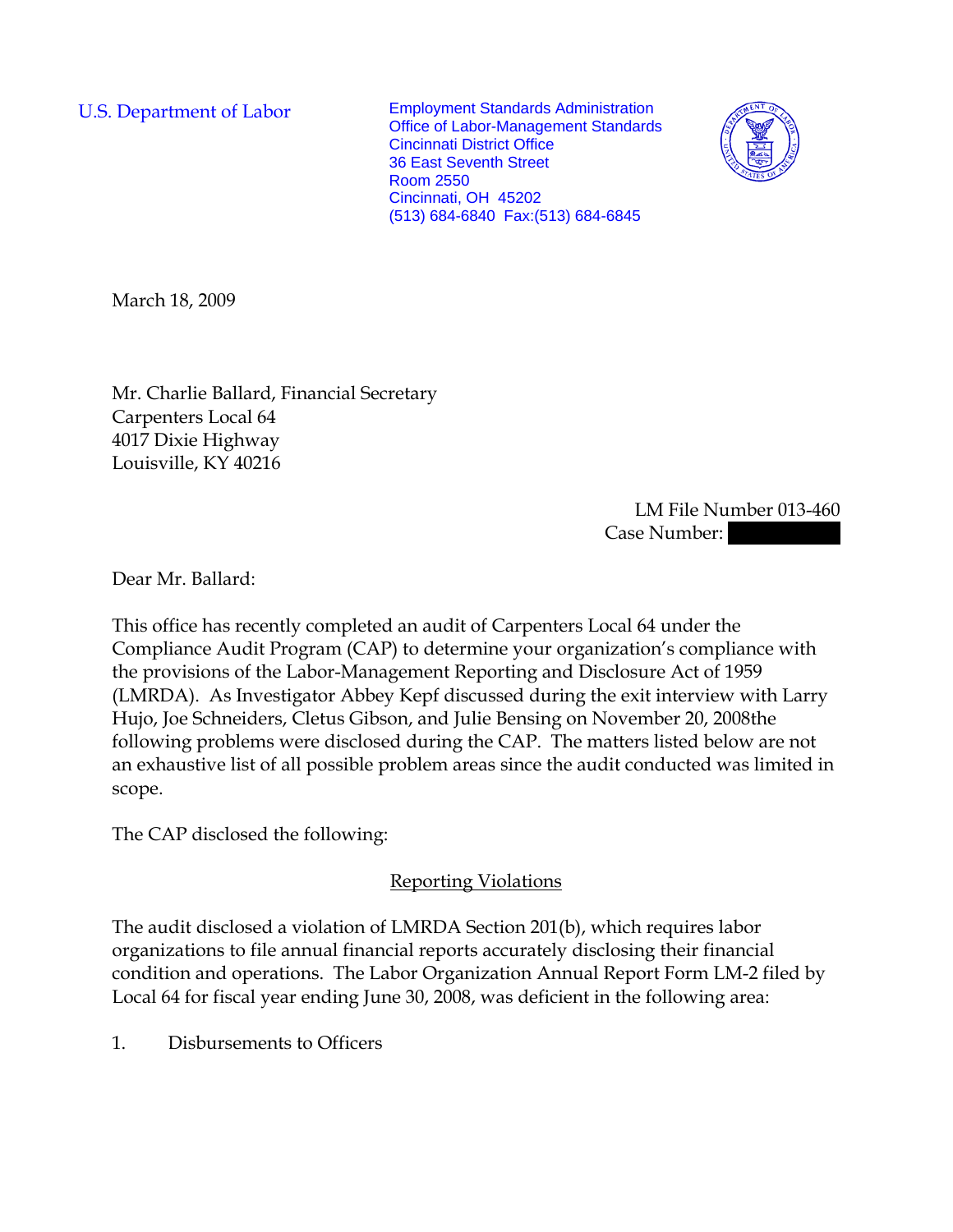U.S. Department of Labor

Employment Standards Administration
Office of Labor-Management Standards
Cincinnati District Office
36 East Seventh Street
Room 2550
Cincinnati, OH 45202
(513) 684-6840 Fax:(513) 684-6845

March 18, 2009

Mr. Charlie Ballard, Financial Secretary
Carpenters Local 64
4017 Dixie Highway
Louisville, KY 40216

LM File Number 013-460
Case Number: 

Dear Mr. Ballard:

This office has recently completed an audit of Carpenters Local 64 under the Compliance Audit Program (CAP) to determine your organization's compliance with the provisions of the Labor-Management Reporting and Disclosure Act of 1959 (LMRDA). As Investigator Abbey Kepf discussed during the exit interview with Larry Hujo, Joe Schneiders, Cletus Gibson, and Julie Bensing on November 20, 2008the following problems were disclosed during the CAP. The matters listed below are not an exhaustive list of all possible problem areas since the audit conducted was limited in scope.

The CAP disclosed the following:

## Reporting Violations

The audit disclosed a violation of LMRDA Section 201(b), which requires labor organizations to file annual financial reports accurately disclosing their financial condition and operations. The Labor Organization Annual Report Form LM-2 filed by Local 64 for fiscal year ending June 30, 2008, was deficient in the following area:

1. Disbursements to Officers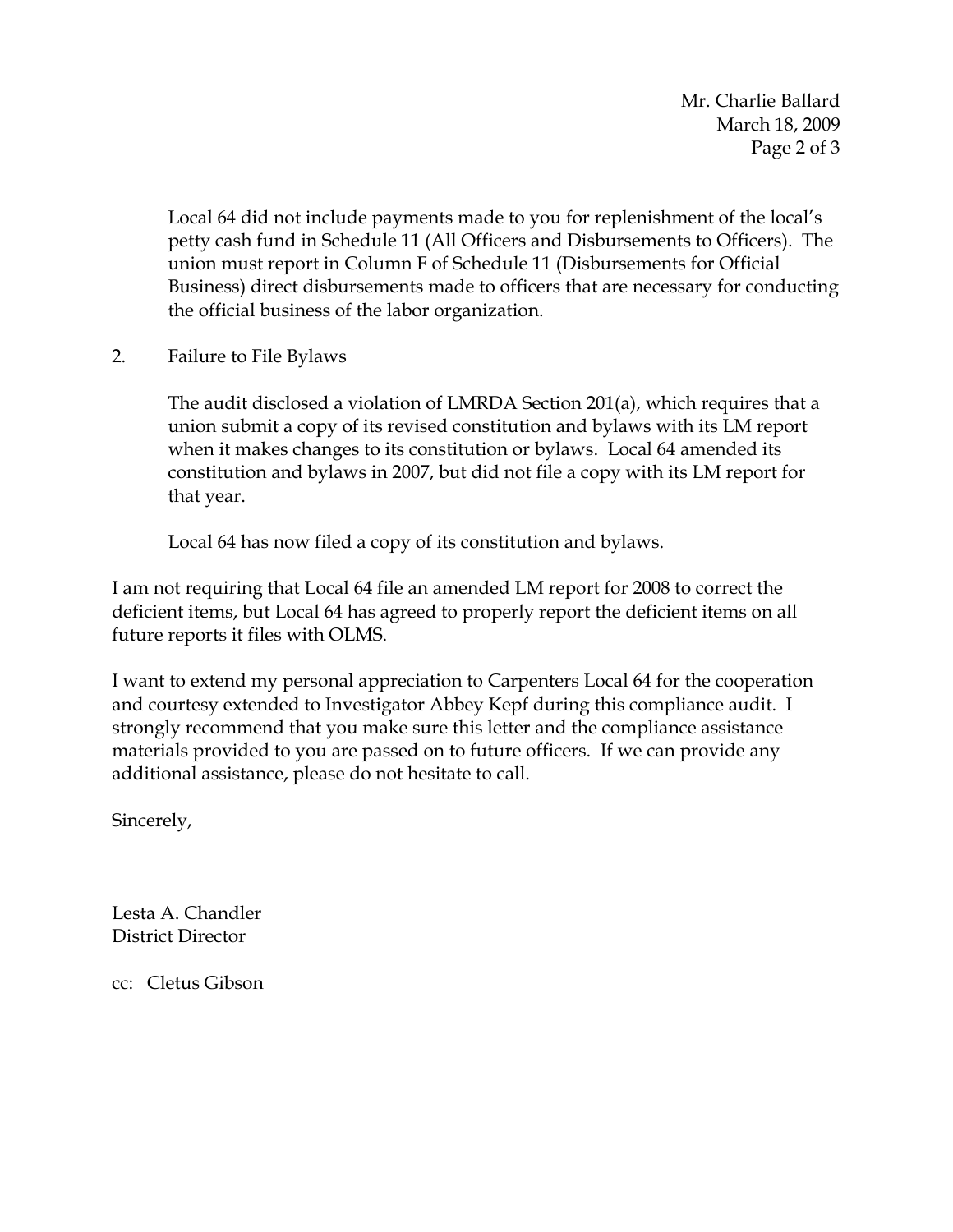Local 64 did not include payments made to you for replenishment of the local's petty cash fund in Schedule 11 (All Officers and Disbursements to Officers). The union must report in Column F of Schedule 11 (Disbursements for Official Business) direct disbursements made to officers that are necessary for conducting the official business of the labor organization.

2. Failure to File Bylaws

The audit disclosed a violation of LMRDA Section 201(a), which requires that a union submit a copy of its revised constitution and bylaws with its LM report when it makes changes to its constitution or bylaws. Local 64 amended its constitution and bylaws in 2007, but did not file a copy with its LM report for that year.

Local 64 has now filed a copy of its constitution and bylaws.

I am not requiring that Local 64 file an amended LM report for 2008 to correct the deficient items, but Local 64 has agreed to properly report the deficient items on all future reports it files with OLMS.

I want to extend my personal appreciation to Carpenters Local 64 for the cooperation and courtesy extended to Investigator Abbey Kepf during this compliance audit. I strongly recommend that you make sure this letter and the compliance assistance materials provided to you are passed on to future officers. If we can provide any additional assistance, please do not hesitate to call.

Sincerely,

Lesta A. Chandler
District Director

cc: Cletus Gibson